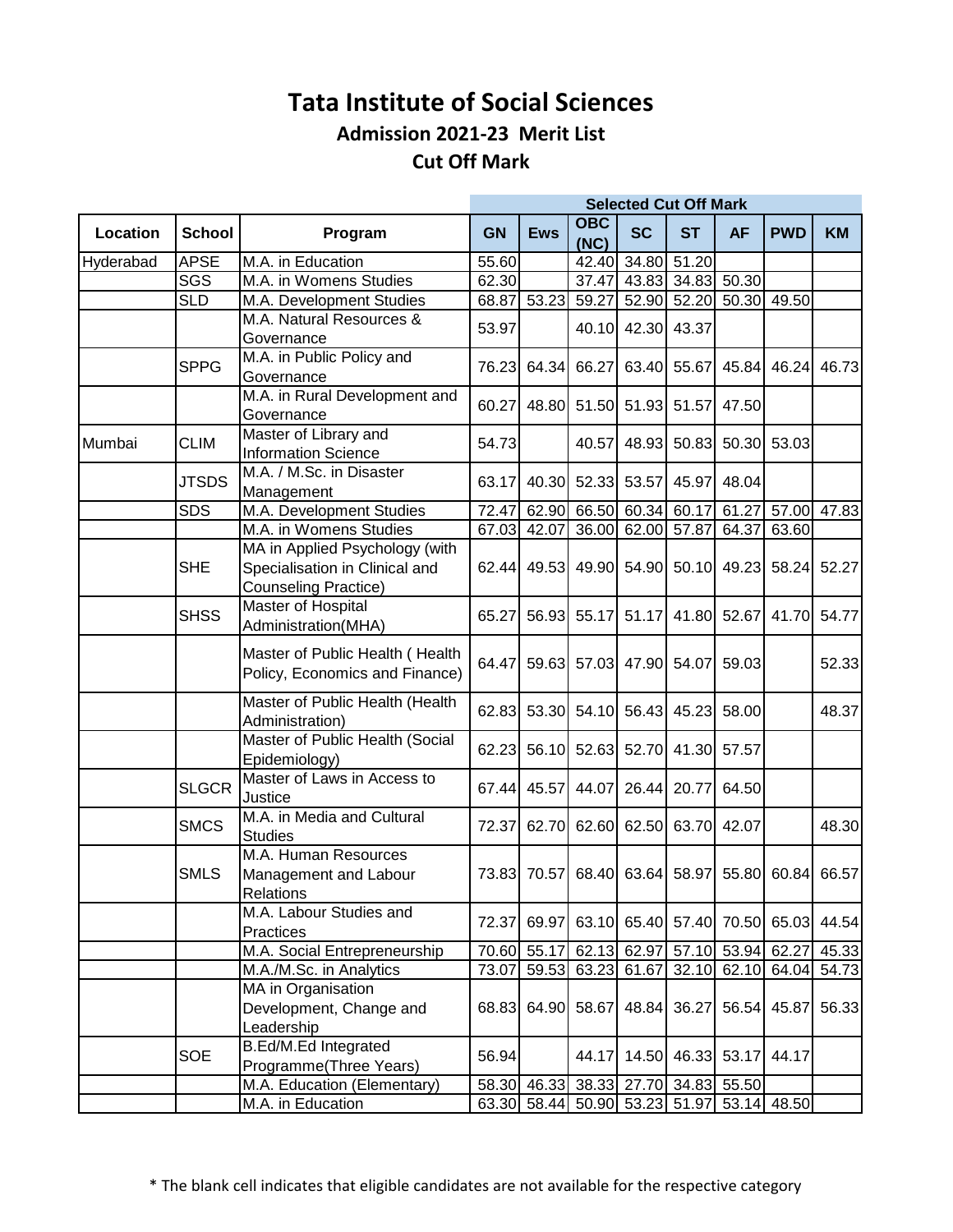# Tata Institute of Social Sciences

## Admission 2021-23 Merit List

## Cut Off Mark

| Location | School | Program | Selected Cut Off Mark | | | | | | | |
|---|---|---|---|---|---|---|---|---|---|---|
| | | | GN | Ews | OBC (NC) | SC | ST | AF | PWD | KM |
| Hyderabad | APSE | M.A. in Education | 55.60 | | 42.40 | 34.80 | 51.20 | | | |
| | SGS | M.A. in Womens Studies | 62.30 | | 37.47 | 43.83 | 34.83 | 50.30 | | |
| | SLD | M.A. Development Studies | 68.87 | 53.23 | 59.27 | 52.90 | 52.20 | 50.30 | 49.50 | |
| | | M.A. Natural Resources & Governance | 53.97 | | 40.10 | 42.30 | 43.37 | | | |
| | SPPG | M.A. in Public Policy and Governance | 76.23 | 64.34 | 66.27 | 63.40 | 55.67 | 45.84 | 46.24 | 46.73 |
| | | M.A. in Rural Development and Governance | 60.27 | 48.80 | 51.50 | 51.93 | 51.57 | 47.50 | | |
| Mumbai | CLIM | Master of Library and Information Science | 54.73 | | 40.57 | 48.93 | 50.83 | 50.30 | 53.03 | |
| | JTSDS | M.A. / M.Sc. in Disaster Management | 63.17 | 40.30 | 52.33 | 53.57 | 45.97 | 48.04 | | |
| | SDS | M.A. Development Studies | 72.47 | 62.90 | 66.50 | 60.34 | 60.17 | 61.27 | 57.00 | 47.83 |
| | | M.A. in Womens Studies | 67.03 | 42.07 | 36.00 | 62.00 | 57.87 | 64.37 | 63.60 | |
| | SHE | MA in Applied Psychology (with Specialisation in Clinical and Counseling Practice) | 62.44 | 49.53 | 49.90 | 54.90 | 50.10 | 49.23 | 58.24 | 52.27 |
| | SHSS | Master of Hospital Administration(MHA) | 65.27 | 56.93 | 55.17 | 51.17 | 41.80 | 52.67 | 41.70 | 54.77 |
| | | Master of Public Health ( Health Policy, Economics and Finance) | 64.47 | 59.63 | 57.03 | 47.90 | 54.07 | 59.03 | | 52.33 |
| | | Master of Public Health (Health Administration) | 62.83 | 53.30 | 54.10 | 56.43 | 45.23 | 58.00 | | 48.37 |
| | | Master of Public Health (Social Epidemiology) | 62.23 | 56.10 | 52.63 | 52.70 | 41.30 | 57.57 | | |
| | SLGCR | Master of Laws in Access to Justice | 67.44 | 45.57 | 44.07 | 26.44 | 20.77 | 64.50 | | |
| | SMCS | M.A. in Media and Cultural Studies | 72.37 | 62.70 | 62.60 | 62.50 | 63.70 | 42.07 | | 48.30 |
| | SMLS | M.A. Human Resources Management and Labour Relations | 73.83 | 70.57 | 68.40 | 63.64 | 58.97 | 55.80 | 60.84 | 66.57 |
| | | M.A. Labour Studies and Practices | 72.37 | 69.97 | 63.10 | 65.40 | 57.40 | 70.50 | 65.03 | 44.54 |
| | | M.A. Social Entrepreneurship | 70.60 | 55.17 | 62.13 | 62.97 | 57.10 | 53.94 | 62.27 | 45.33 |
| | | M.A./M.Sc. in Analytics | 73.07 | 59.53 | 63.23 | 61.67 | 32.10 | 62.10 | 64.04 | 54.73 |
| | | MA in Organisation Development, Change and Leadership | 68.83 | 64.90 | 58.67 | 48.84 | 36.27 | 56.54 | 45.87 | 56.33 |
| | SOE | B.Ed/M.Ed Integrated Programme(Three Years) | 56.94 | | 44.17 | 14.50 | 46.33 | 53.17 | 44.17 | |
| | | M.A. Education (Elementary) | 58.30 | 46.33 | 38.33 | 27.70 | 34.83 | 55.50 | | |
| | | M.A. in Education | 63.30 | 58.44 | 50.90 | 53.23 | 51.97 | 53.14 | 48.50 | |

* The blank cell indicates that eligible candidates are not available for the respective category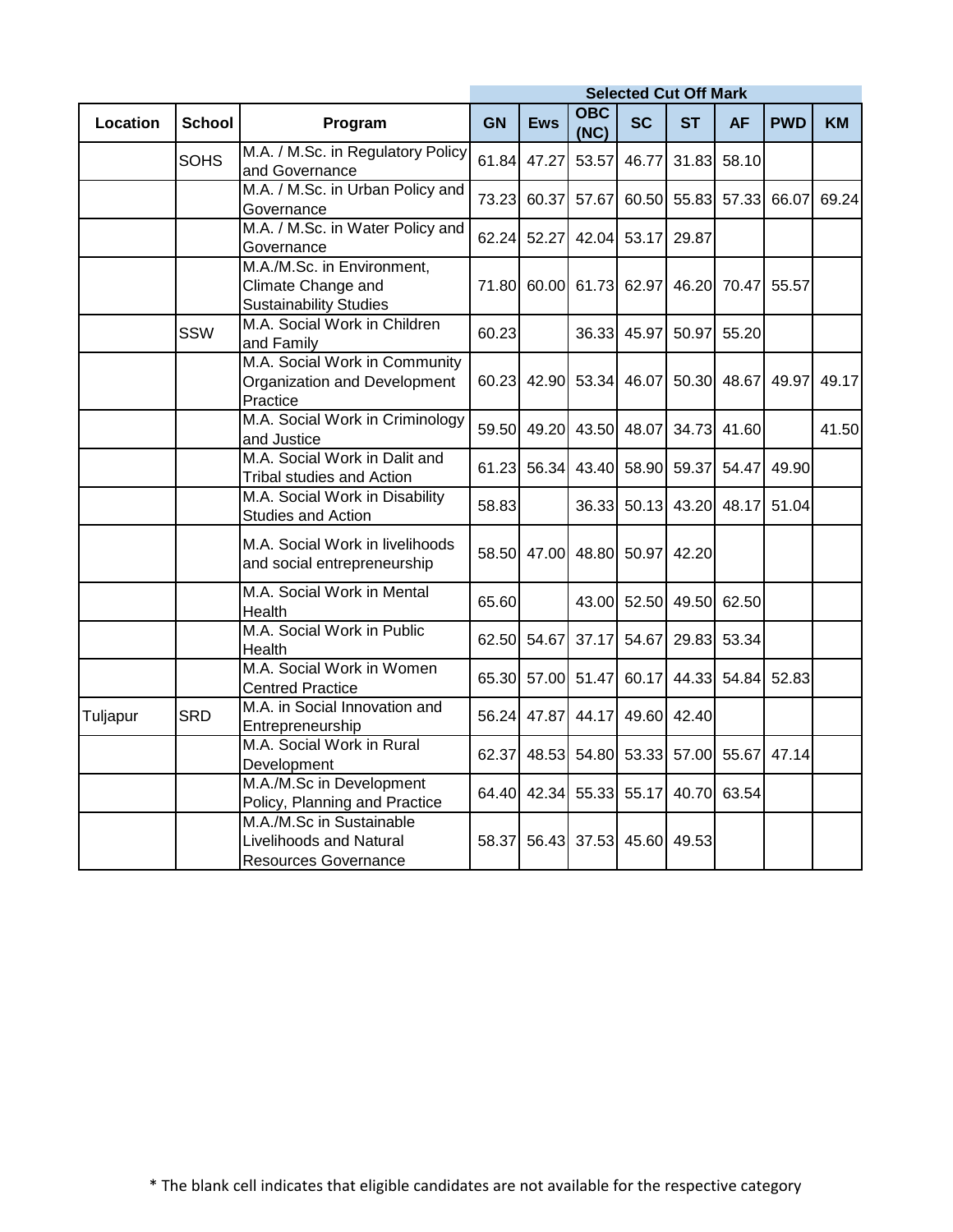| | | | Selected Cut Off Mark | | | | | | | |
|---|---|---|---|---|---|---|---|---|---|---|
| **Location** | **School** | **Program** | **GN** | **Ews** | **OBC (NC)** | **SC** | **ST** | **AF** | **PWD** | **KM** |
| | SOHS | M.A. / M.Sc. in Regulatory Policy and Governance | 61.84 | 47.27 | 53.57 | 46.77 | 31.83 | 58.10 | | |
| | | M.A. / M.Sc. in Urban Policy and Governance | 73.23 | 60.37 | 57.67 | 60.50 | 55.83 | 57.33 | 66.07 | 69.24 |
| | | M.A. / M.Sc. in Water Policy and Governance | 62.24 | 52.27 | 42.04 | 53.17 | 29.87 | | | |
| | | M.A./M.Sc. in Environment, Climate Change and Sustainability Studies | 71.80 | 60.00 | 61.73 | 62.97 | 46.20 | 70.47 | 55.57 | |
| | SSW | M.A. Social Work in Children and Family | 60.23 | | 36.33 | 45.97 | 50.97 | 55.20 | | |
| | | M.A. Social Work in Community Organization and Development Practice | 60.23 | 42.90 | 53.34 | 46.07 | 50.30 | 48.67 | 49.97 | 49.17 |
| | | M.A. Social Work in Criminology and Justice | 59.50 | 49.20 | 43.50 | 48.07 | 34.73 | 41.60 | | 41.50 |
| | | M.A. Social Work in Dalit and Tribal studies and Action | 61.23 | 56.34 | 43.40 | 58.90 | 59.37 | 54.47 | 49.90 | |
| | | M.A. Social Work in Disability Studies and Action | 58.83 | | 36.33 | 50.13 | 43.20 | 48.17 | 51.04 | |
| | | M.A. Social Work in livelihoods and social entrepreneurship | 58.50 | 47.00 | 48.80 | 50.97 | 42.20 | | | |
| | | M.A. Social Work in Mental Health | 65.60 | | 43.00 | 52.50 | 49.50 | 62.50 | | |
| | | M.A. Social Work in Public Health | 62.50 | 54.67 | 37.17 | 54.67 | 29.83 | 53.34 | | |
| | | M.A. Social Work in Women Centred Practice | 65.30 | 57.00 | 51.47 | 60.17 | 44.33 | 54.84 | 52.83 | |
| Tuljapur | SRD | M.A. in Social Innovation and Entrepreneurship | 56.24 | 47.87 | 44.17 | 49.60 | 42.40 | | | |
| | | M.A. Social Work in Rural Development | 62.37 | 48.53 | 54.80 | 53.33 | 57.00 | 55.67 | 47.14 | |
| | | M.A./M.Sc in Development Policy, Planning and Practice | 64.40 | 42.34 | 55.33 | 55.17 | 40.70 | 63.54 | | |
| | | M.A./M.Sc in Sustainable Livelihoods and Natural Resources Governance | 58.37 | 56.43 | 37.53 | 45.60 | 49.53 | | | |

* The blank cell indicates that eligible candidates are not available for the respective category